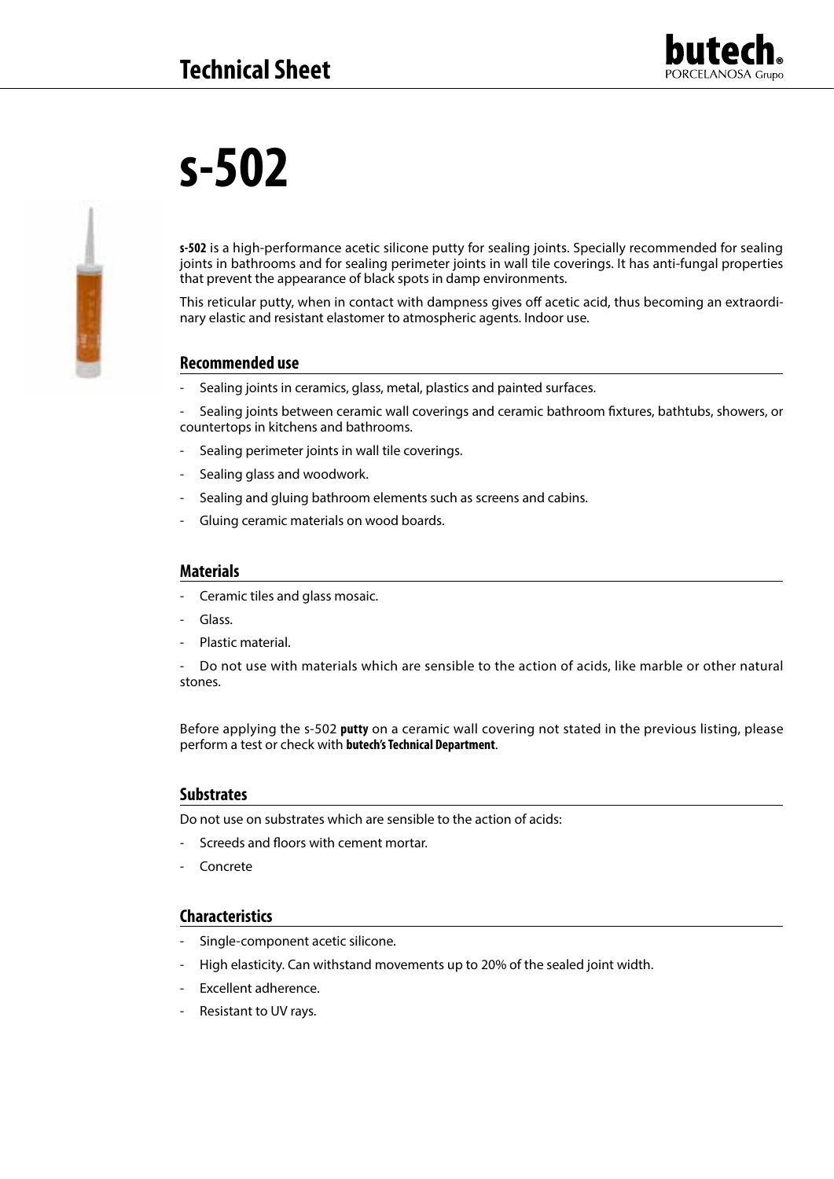# Technical Sheet

# s-502

**s-502** is a high-performance acetic silicone putty for sealing joints. Specially recommended for sealing joints in bathrooms and for sealing perimeter joints in wall tile coverings. It has anti-fungal properties that prevent the appearance of black spots in damp environments.

This reticular putty, when in contact with dampness gives off acetic acid, thus becoming an extraordinary elastic and resistant elastomer to atmospheric agents. Indoor use.

## Recommended use

- Sealing joints in ceramics, glass, metal, plastics and painted surfaces.
- Sealing joints between ceramic wall coverings and ceramic bathroom fixtures, bathtubs, showers, or countertops in kitchens and bathrooms.
- Sealing perimeter joints in wall tile coverings.
- Sealing glass and woodwork.
- Sealing and gluing bathroom elements such as screens and cabins.
- Gluing ceramic materials on wood boards.

## Materials

- Ceramic tiles and glass mosaic.
- Glass.
- Plastic material.
- Do not use with materials which are sensible to the action of acids, like marble or other natural stones.

Before applying the s-502 **putty** on a ceramic wall covering not stated in the previous listing, please perform a test or check with **butech's Technical Department**.

## Substrates

Do not use on substrates which are sensible to the action of acids:

- Screeds and floors with cement mortar.
- Concrete

## Characteristics

- Single-component acetic silicone.
- High elasticity. Can withstand movements up to 20% of the sealed joint width.
- Excellent adherence.
- Resistant to UV rays.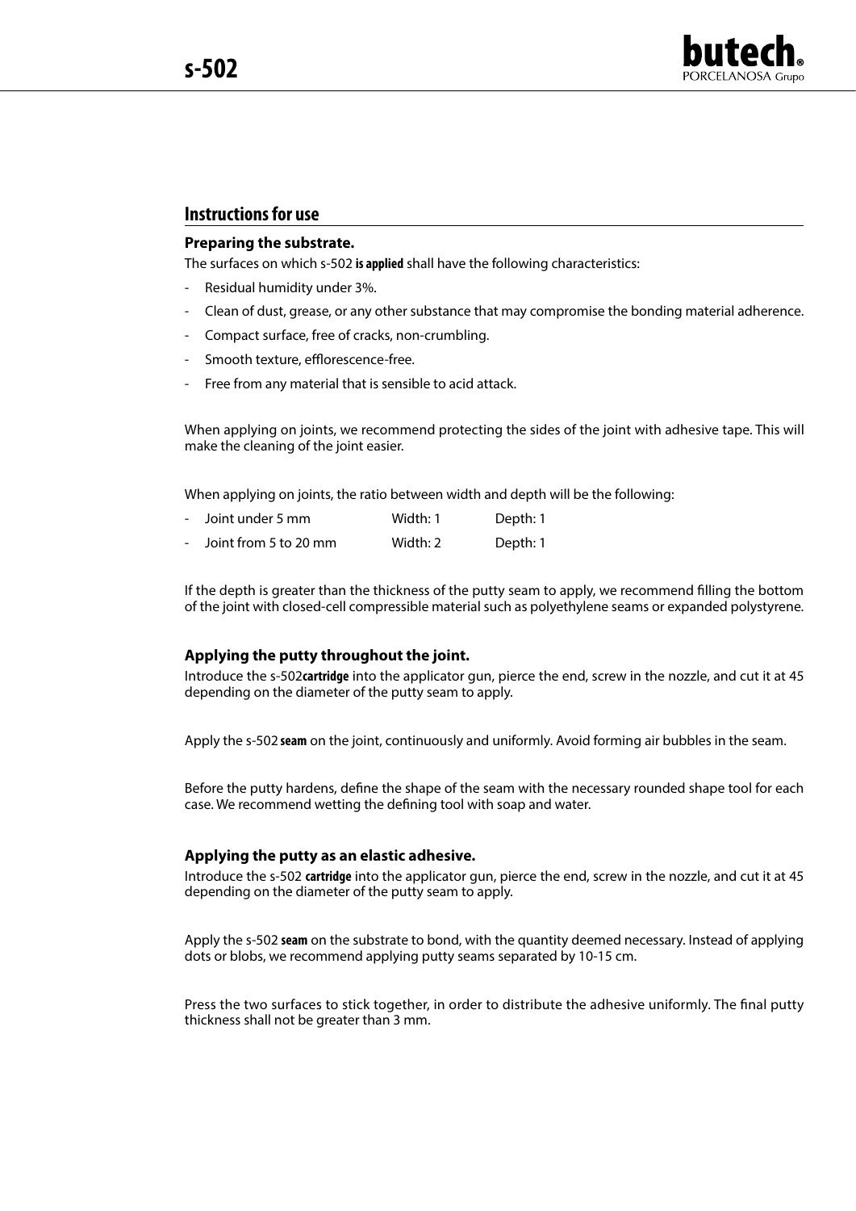## Instructions for use

### Preparing the substrate.

The surfaces on which s-502 **is applied** shall have the following characteristics:

- Residual humidity under 3%.
- Clean of dust, grease, or any other substance that may compromise the bonding material adherence.
- Compact surface, free of cracks, non-crumbling.
- Smooth texture, efflorescence-free.
- Free from any material that is sensible to acid attack.

When applying on joints, we recommend protecting the sides of the joint with adhesive tape. This will make the cleaning of the joint easier.

When applying on joints, the ratio between width and depth will be the following:

| | | |
|---|---|---|
| - Joint under 5 mm | Width: 1 | Depth: 1 |
| - Joint from 5 to 20 mm | Width: 2 | Depth: 1 |

If the depth is greater than the thickness of the putty seam to apply, we recommend filling the bottom of the joint with closed-cell compressible material such as polyethylene seams or expanded polystyrene.

### Applying the putty throughout the joint.

Introduce the s-502**cartridge** into the applicator gun, pierce the end, screw in the nozzle, and cut it at 45 depending on the diameter of the putty seam to apply.

Apply the s-502 **seam** on the joint, continuously and uniformly. Avoid forming air bubbles in the seam.

Before the putty hardens, define the shape of the seam with the necessary rounded shape tool for each case. We recommend wetting the defining tool with soap and water.

### Applying the putty as an elastic adhesive.

Introduce the s-502 **cartridge** into the applicator gun, pierce the end, screw in the nozzle, and cut it at 45 depending on the diameter of the putty seam to apply.

Apply the s-502 **seam** on the substrate to bond, with the quantity deemed necessary. Instead of applying dots or blobs, we recommend applying putty seams separated by 10-15 cm.

Press the two surfaces to stick together, in order to distribute the adhesive uniformly. The final putty thickness shall not be greater than 3 mm.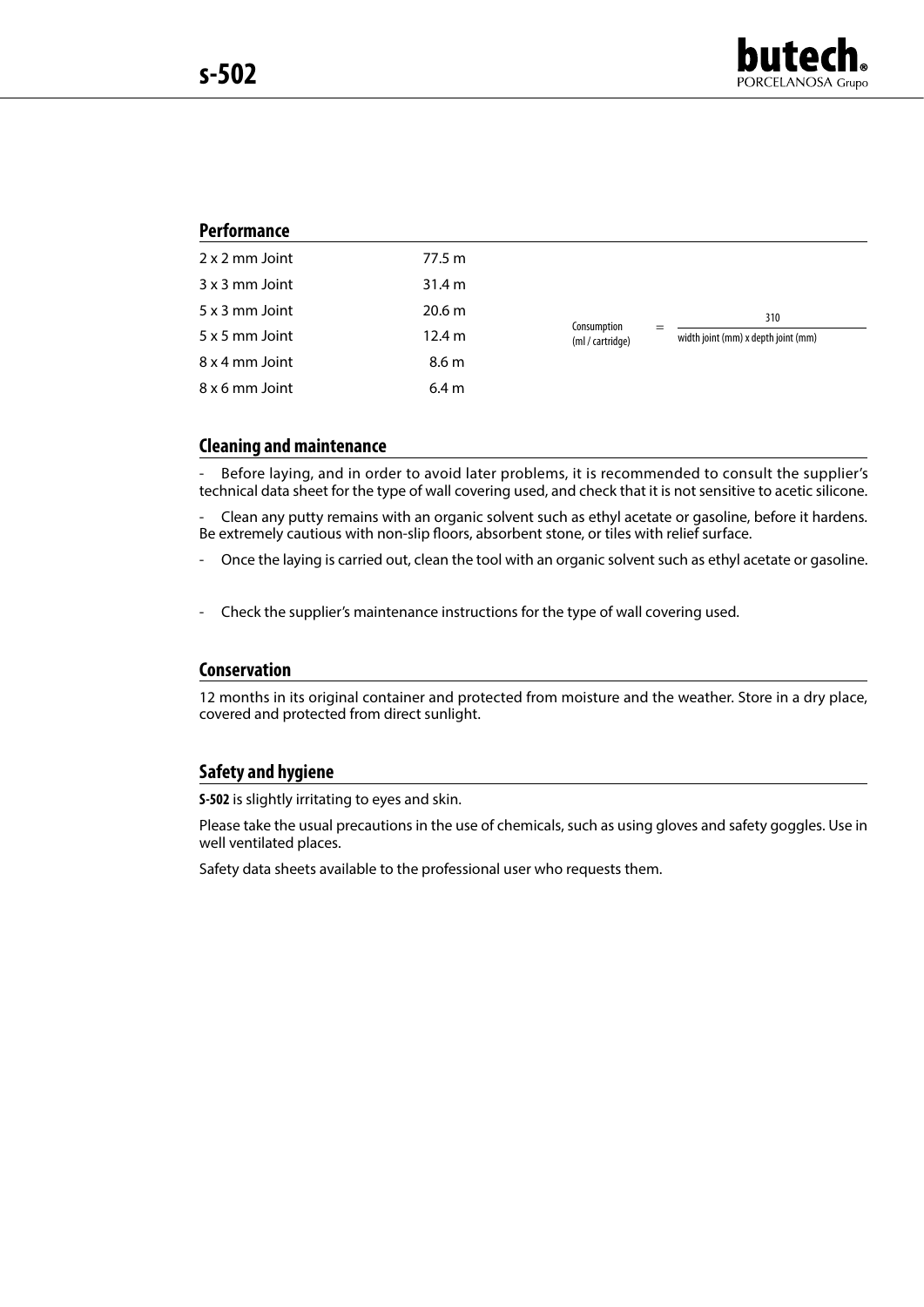## Performance

| | |
|---|---|
| 2 x 2 mm Joint | 77.5 m |
| 3 x 3 mm Joint | 31.4 m |
| 5 x 3 mm Joint | 20.6 m |
| 5 x 5 mm Joint | 12.4 m |
| 8 x 4 mm Joint | 8.6 m |
| 8 x 6 mm Joint | 6.4 m |

$$\text{Consumption (ml / cartridge)} = \frac{310}{\text{width joint (mm)} \times \text{depth joint (mm)}}$$

## Cleaning and maintenance

- Before laying, and in order to avoid later problems, it is recommended to consult the supplier's technical data sheet for the type of wall covering used, and check that it is not sensitive to acetic silicone.
- Clean any putty remains with an organic solvent such as ethyl acetate or gasoline, before it hardens. Be extremely cautious with non-slip floors, absorbent stone, or tiles with relief surface.
- Once the laying is carried out, clean the tool with an organic solvent such as ethyl acetate or gasoline.
- Check the supplier's maintenance instructions for the type of wall covering used.

## Conservation

12 months in its original container and protected from moisture and the weather. Store in a dry place, covered and protected from direct sunlight.

## Safety and hygiene

**S-502** is slightly irritating to eyes and skin.

Please take the usual precautions in the use of chemicals, such as using gloves and safety goggles. Use in well ventilated places.

Safety data sheets available to the professional user who requests them.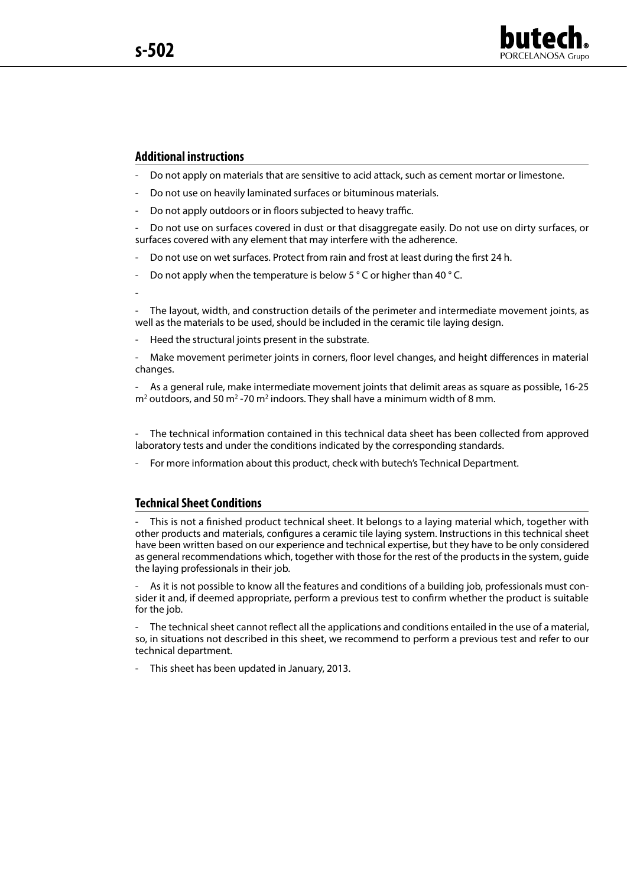## Additional instructions

- Do not apply on materials that are sensitive to acid attack, such as cement mortar or limestone.
- Do not use on heavily laminated surfaces or bituminous materials.
- Do not apply outdoors or in floors subjected to heavy traffic.
- Do not use on surfaces covered in dust or that disaggregate easily. Do not use on dirty surfaces, or surfaces covered with any element that may interfere with the adherence.
- Do not use on wet surfaces. Protect from rain and frost at least during the first 24 h.
- Do not apply when the temperature is below 5 ° C or higher than 40 ° C.
-
- The layout, width, and construction details of the perimeter and intermediate movement joints, as well as the materials to be used, should be included in the ceramic tile laying design.
- Heed the structural joints present in the substrate.
- Make movement perimeter joints in corners, floor level changes, and height differences in material changes.
- As a general rule, make intermediate movement joints that delimit areas as square as possible, 16-25 $m^2$ outdoors, and 50 $m^2$ -70 $m^2$ indoors. They shall have a minimum width of 8 mm.

- The technical information contained in this technical data sheet has been collected from approved laboratory tests and under the conditions indicated by the corresponding standards.
- For more information about this product, check with butech's Technical Department.

## Technical Sheet Conditions

- This is not a finished product technical sheet. It belongs to a laying material which, together with other products and materials, configures a ceramic tile laying system. Instructions in this technical sheet have been written based on our experience and technical expertise, but they have to be only considered as general recommendations which, together with those for the rest of the products in the system, guide the laying professionals in their job.
- As it is not possible to know all the features and conditions of a building job, professionals must consider it and, if deemed appropriate, perform a previous test to confirm whether the product is suitable for the job.
- The technical sheet cannot reflect all the applications and conditions entailed in the use of a material, so, in situations not described in this sheet, we recommend to perform a previous test and refer to our technical department.
- This sheet has been updated in January, 2013.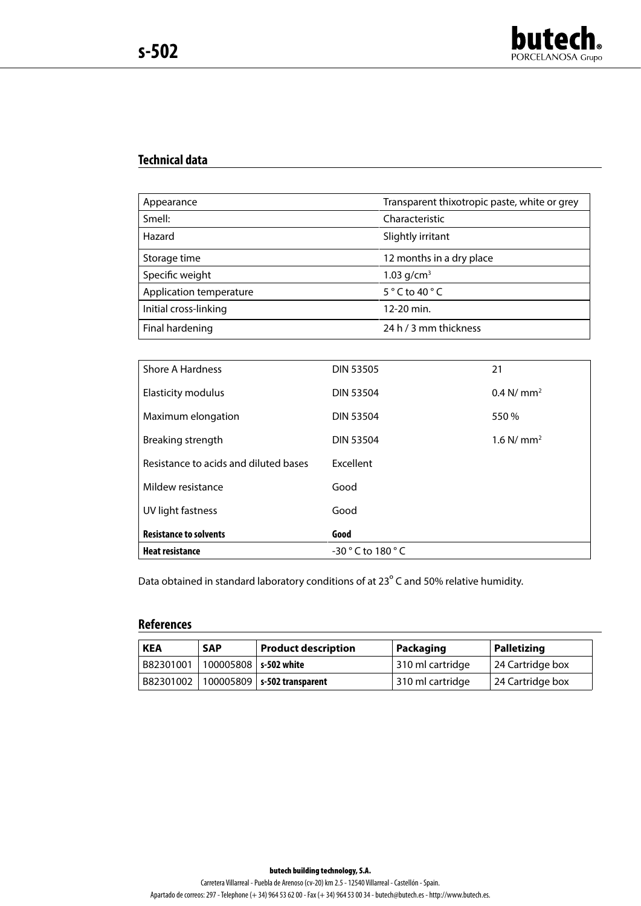## Technical data

| | |
|---|---|
| Appearance | Transparent thixotropic paste, white or grey |
| Smell: | Characteristic |
| Hazard | Slightly irritant |
| Storage time | 12 months in a dry place |
| Specific weight | 1.03 g/cm$^3$ |
| Application temperature | 5 ° C to 40 ° C |
| Initial cross-linking | 12-20 min. |
| Final hardening | 24 h / 3 mm thickness |

| | | |
|---|---|---|
| Shore A Hardness | DIN 53505 | 21 |
| Elasticity modulus | DIN 53504 | 0.4 N/ mm$^2$ |
| Maximum elongation | DIN 53504 | 550 % |
| Breaking strength | DIN 53504 | 1.6 N/ mm$^2$ |
| Resistance to acids and diluted bases | Excellent | |
| Mildew resistance | Good | |
| UV light fastness | Good | |
| **Resistance to solvents** | **Good** | |
| **Heat resistance** | -30 ° C to 180 ° C | |

Data obtained in standard laboratory conditions of at 23° C and 50% relative humidity.

## References

| KEA | SAP | Product description | Packaging | Palletizing |
|---|---|---|---|---|
| B82301001 | 100005808 | **s-502 white** | 310 ml cartridge | 24 Cartridge box |
| B82301002 | 100005809 | **s-502 transparent** | 310 ml cartridge | 24 Cartridge box |

**butech building technology, S.A.**

Carretera Villarreal - Puebla de Arenoso (cv-20) km 2.5 - 12540 Villarreal - Castellón - Spain.

Apartado de correos: 297 - Telephone (+ 34) 964 53 62 00 - Fax (+ 34) 964 53 00 34 - butech@butech.es - http://www.butech.es.